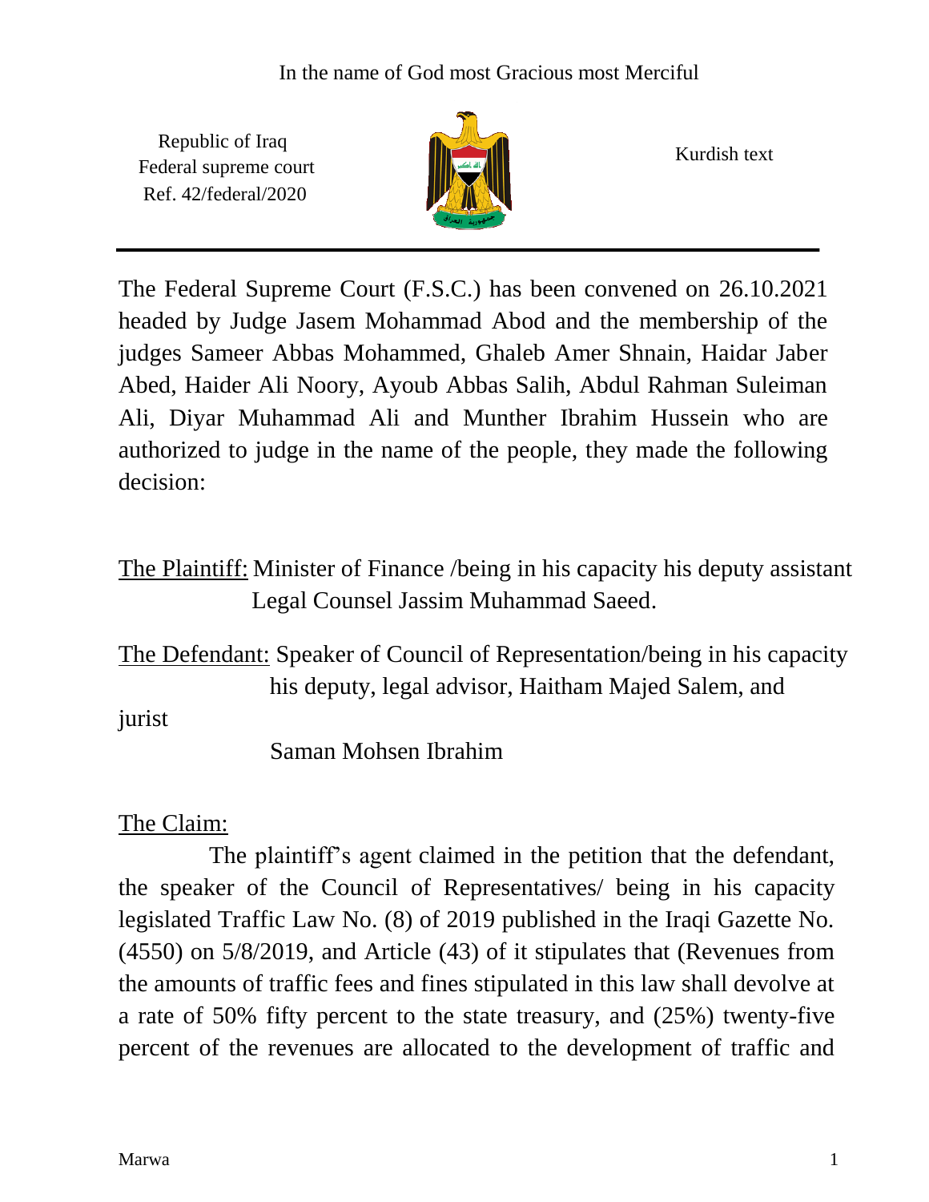In the name of God most Gracious most Merciful

Republic of Iraq
Federal supreme court
Ref. 42/federal/2020

Kurdish text

The Federal Supreme Court (F.S.C.) has been convened on 26.10.2021 headed by Judge Jasem Mohammad Abod and the membership of the judges Sameer Abbas Mohammed, Ghaleb Amer Shnain, Haidar Jaber Abed, Haider Ali Noory, Ayoub Abbas Salih, Abdul Rahman Suleiman Ali, Diyar Muhammad Ali and Munther Ibrahim Hussein who are authorized to judge in the name of the people, they made the following decision:

The Plaintiff: Minister of Finance /being in his capacity his deputy assistant Legal Counsel Jassim Muhammad Saeed.

The Defendant: Speaker of Council of Representation/being in his capacity his deputy, legal advisor, Haitham Majed Salem, and jurist Saman Mohsen Ibrahim

The Claim:

The plaintiff's agent claimed in the petition that the defendant, the speaker of the Council of Representatives/ being in his capacity legislated Traffic Law No. (8) of 2019 published in the Iraqi Gazette No. (4550) on 5/8/2019, and Article (43) of it stipulates that (Revenues from the amounts of traffic fees and fines stipulated in this law shall devolve at a rate of 50% fifty percent to the state treasury, and (25%) twenty-five percent of the revenues are allocated to the development of traffic and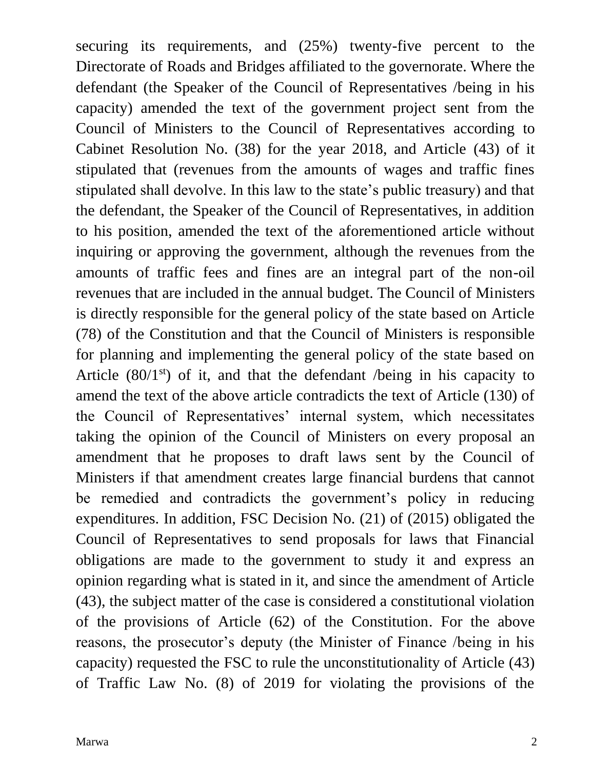securing its requirements, and (25%) twenty-five percent to the Directorate of Roads and Bridges affiliated to the governorate. Where the defendant (the Speaker of the Council of Representatives /being in his capacity) amended the text of the government project sent from the Council of Ministers to the Council of Representatives according to Cabinet Resolution No. (38) for the year 2018, and Article (43) of it stipulated that (revenues from the amounts of wages and traffic fines stipulated shall devolve. In this law to the state's public treasury) and that the defendant, the Speaker of the Council of Representatives, in addition to his position, amended the text of the aforementioned article without inquiring or approving the government, although the revenues from the amounts of traffic fees and fines are an integral part of the non-oil revenues that are included in the annual budget. The Council of Ministers is directly responsible for the general policy of the state based on Article (78) of the Constitution and that the Council of Ministers is responsible for planning and implementing the general policy of the state based on Article (80/1st) of it, and that the defendant /being in his capacity to amend the text of the above article contradicts the text of Article (130) of the Council of Representatives' internal system, which necessitates taking the opinion of the Council of Ministers on every proposal an amendment that he proposes to draft laws sent by the Council of Ministers if that amendment creates large financial burdens that cannot be remedied and contradicts the government's policy in reducing expenditures. In addition, FSC Decision No. (21) of (2015) obligated the Council of Representatives to send proposals for laws that Financial obligations are made to the government to study it and express an opinion regarding what is stated in it, and since the amendment of Article (43), the subject matter of the case is considered a constitutional violation of the provisions of Article (62) of the Constitution. For the above reasons, the prosecutor's deputy (the Minister of Finance /being in his capacity) requested the FSC to rule the unconstitutionality of Article (43) of Traffic Law No. (8) of 2019 for violating the provisions of the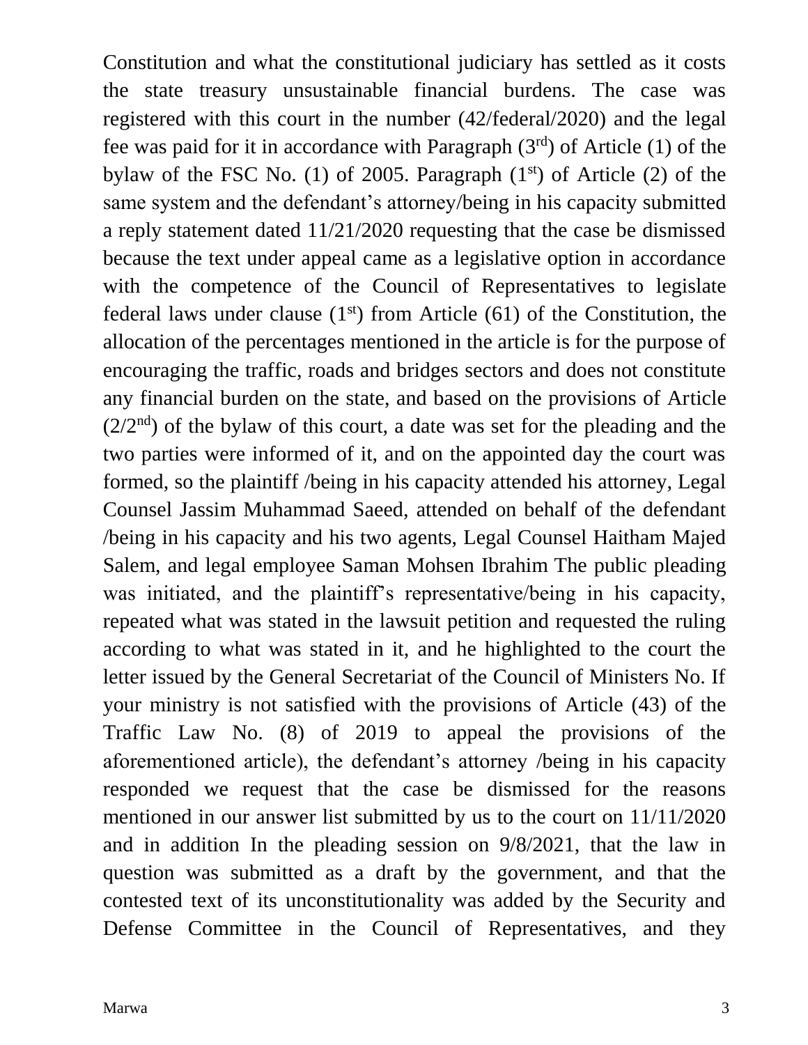Constitution and what the constitutional judiciary has settled as it costs the state treasury unsustainable financial burdens. The case was registered with this court in the number (42/federal/2020) and the legal fee was paid for it in accordance with Paragraph (3rd) of Article (1) of the bylaw of the FSC No. (1) of 2005. Paragraph (1st) of Article (2) of the same system and the defendant's attorney/being in his capacity submitted a reply statement dated 11/21/2020 requesting that the case be dismissed because the text under appeal came as a legislative option in accordance with the competence of the Council of Representatives to legislate federal laws under clause (1st) from Article (61) of the Constitution, the allocation of the percentages mentioned in the article is for the purpose of encouraging the traffic, roads and bridges sectors and does not constitute any financial burden on the state, and based on the provisions of Article (2/2nd) of the bylaw of this court, a date was set for the pleading and the two parties were informed of it, and on the appointed day the court was formed, so the plaintiff /being in his capacity attended his attorney, Legal Counsel Jassim Muhammad Saeed, attended on behalf of the defendant /being in his capacity and his two agents, Legal Counsel Haitham Majed Salem, and legal employee Saman Mohsen Ibrahim The public pleading was initiated, and the plaintiff's representative/being in his capacity, repeated what was stated in the lawsuit petition and requested the ruling according to what was stated in it, and he highlighted to the court the letter issued by the General Secretariat of the Council of Ministers No. If your ministry is not satisfied with the provisions of Article (43) of the Traffic Law No. (8) of 2019 to appeal the provisions of the aforementioned article), the defendant's attorney /being in his capacity responded we request that the case be dismissed for the reasons mentioned in our answer list submitted by us to the court on 11/11/2020 and in addition In the pleading session on 9/8/2021, that the law in question was submitted as a draft by the government, and that the contested text of its unconstitutionality was added by the Security and Defense Committee in the Council of Representatives, and they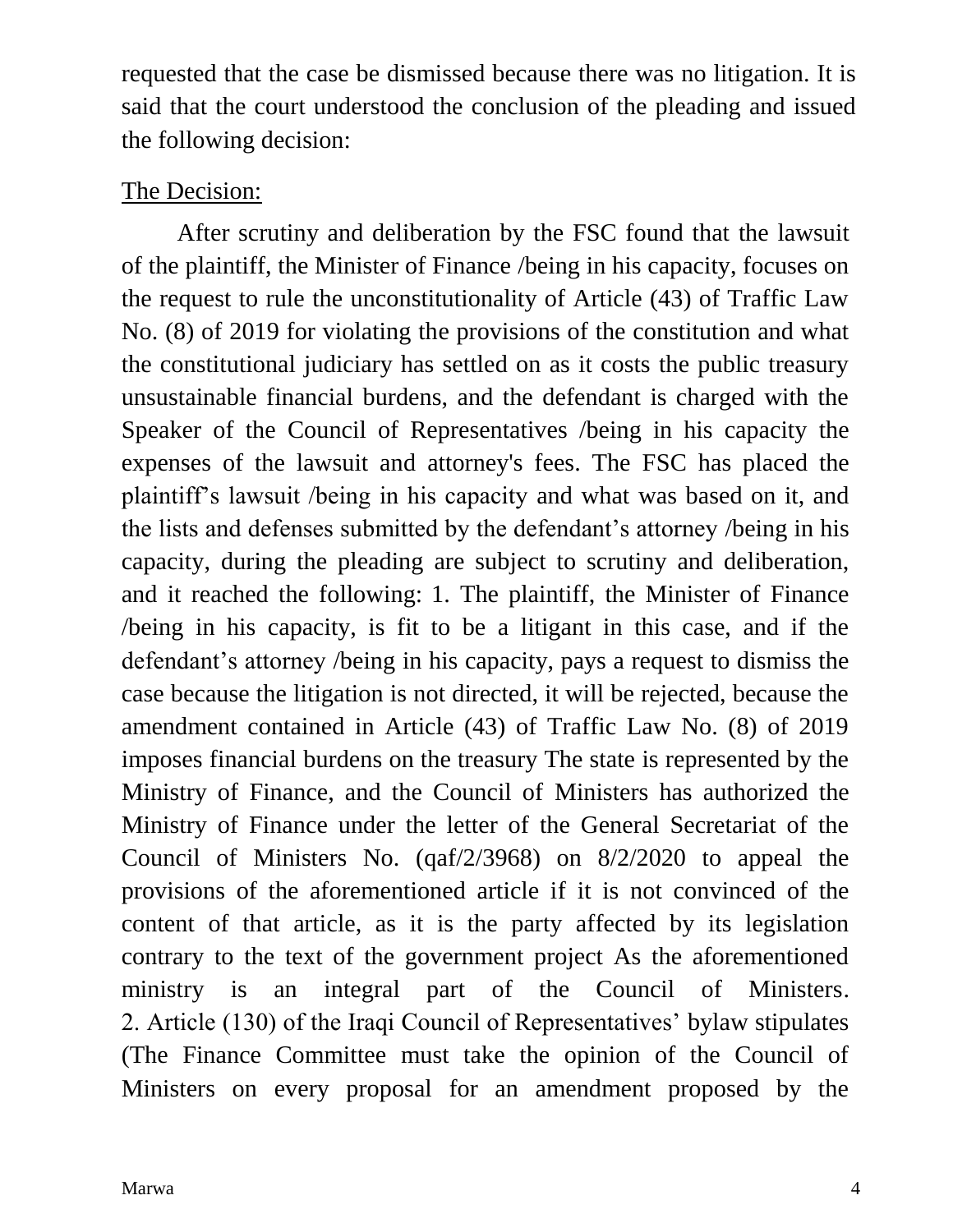requested that the case be dismissed because there was no litigation. It is said that the court understood the conclusion of the pleading and issued the following decision:

The Decision:

After scrutiny and deliberation by the FSC found that the lawsuit of the plaintiff, the Minister of Finance /being in his capacity, focuses on the request to rule the unconstitutionality of Article (43) of Traffic Law No. (8) of 2019 for violating the provisions of the constitution and what the constitutional judiciary has settled on as it costs the public treasury unsustainable financial burdens, and the defendant is charged with the Speaker of the Council of Representatives /being in his capacity the expenses of the lawsuit and attorney's fees. The FSC has placed the plaintiff's lawsuit /being in his capacity and what was based on it, and the lists and defenses submitted by the defendant's attorney /being in his capacity, during the pleading are subject to scrutiny and deliberation, and it reached the following: 1. The plaintiff, the Minister of Finance /being in his capacity, is fit to be a litigant in this case, and if the defendant's attorney /being in his capacity, pays a request to dismiss the case because the litigation is not directed, it will be rejected, because the amendment contained in Article (43) of Traffic Law No. (8) of 2019 imposes financial burdens on the treasury The state is represented by the Ministry of Finance, and the Council of Ministers has authorized the Ministry of Finance under the letter of the General Secretariat of the Council of Ministers No. (qaf/2/3968) on 8/2/2020 to appeal the provisions of the aforementioned article if it is not convinced of the content of that article, as it is the party affected by its legislation contrary to the text of the government project As the aforementioned ministry is an integral part of the Council of Ministers. 2. Article (130) of the Iraqi Council of Representatives' bylaw stipulates (The Finance Committee must take the opinion of the Council of Ministers on every proposal for an amendment proposed by the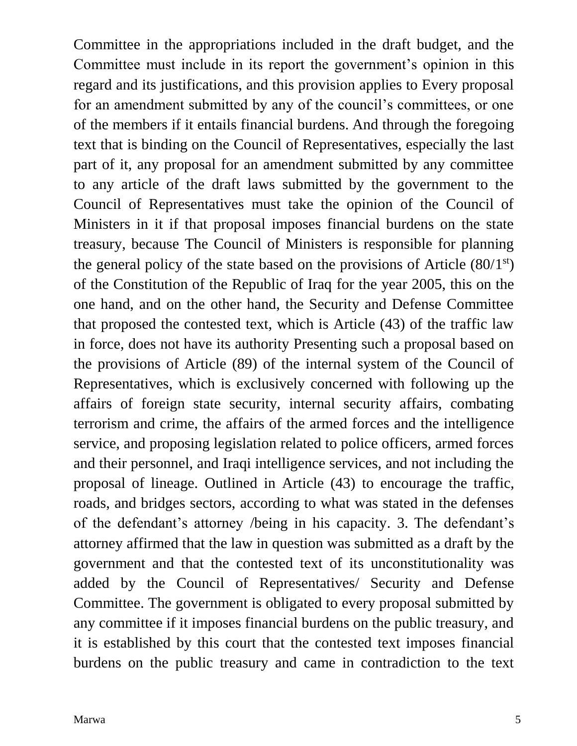Committee in the appropriations included in the draft budget, and the Committee must include in its report the government's opinion in this regard and its justifications, and this provision applies to Every proposal for an amendment submitted by any of the council's committees, or one of the members if it entails financial burdens. And through the foregoing text that is binding on the Council of Representatives, especially the last part of it, any proposal for an amendment submitted by any committee to any article of the draft laws submitted by the government to the Council of Representatives must take the opinion of the Council of Ministers in it if that proposal imposes financial burdens on the state treasury, because The Council of Ministers is responsible for planning the general policy of the state based on the provisions of Article (80/1st) of the Constitution of the Republic of Iraq for the year 2005, this on the one hand, and on the other hand, the Security and Defense Committee that proposed the contested text, which is Article (43) of the traffic law in force, does not have its authority Presenting such a proposal based on the provisions of Article (89) of the internal system of the Council of Representatives, which is exclusively concerned with following up the affairs of foreign state security, internal security affairs, combating terrorism and crime, the affairs of the armed forces and the intelligence service, and proposing legislation related to police officers, armed forces and their personnel, and Iraqi intelligence services, and not including the proposal of lineage. Outlined in Article (43) to encourage the traffic, roads, and bridges sectors, according to what was stated in the defenses of the defendant's attorney /being in his capacity. 3. The defendant's attorney affirmed that the law in question was submitted as a draft by the government and that the contested text of its unconstitutionality was added by the Council of Representatives/ Security and Defense Committee. The government is obligated to every proposal submitted by any committee if it imposes financial burdens on the public treasury, and it is established by this court that the contested text imposes financial burdens on the public treasury and came in contradiction to the text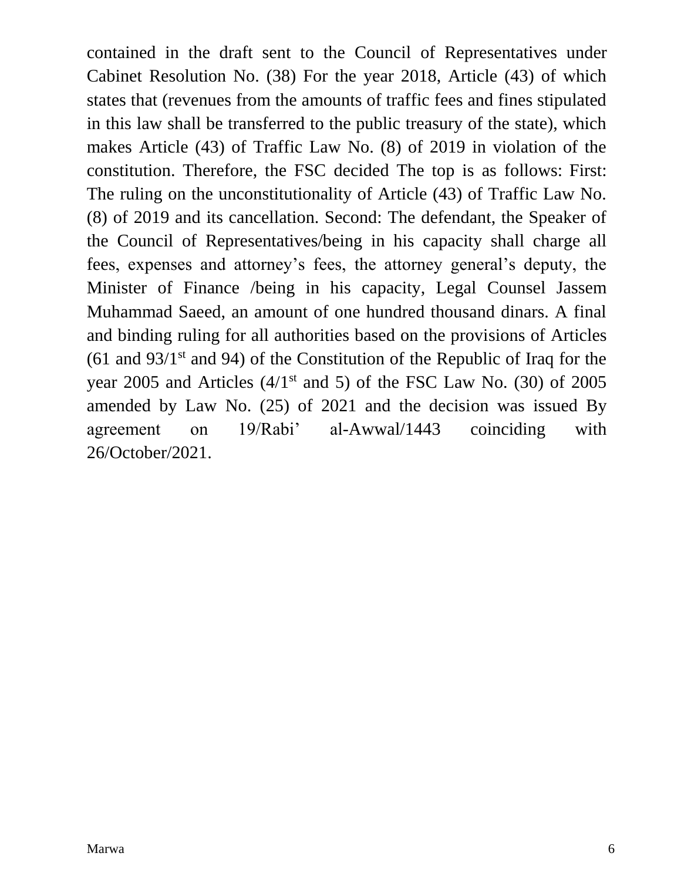contained in the draft sent to the Council of Representatives under Cabinet Resolution No. (38) For the year 2018, Article (43) of which states that (revenues from the amounts of traffic fees and fines stipulated in this law shall be transferred to the public treasury of the state), which makes Article (43) of Traffic Law No. (8) of 2019 in violation of the constitution. Therefore, the FSC decided The top is as follows: First: The ruling on the unconstitutionality of Article (43) of Traffic Law No. (8) of 2019 and its cancellation. Second: The defendant, the Speaker of the Council of Representatives/being in his capacity shall charge all fees, expenses and attorney's fees, the attorney general's deputy, the Minister of Finance /being in his capacity, Legal Counsel Jassem Muhammad Saeed, an amount of one hundred thousand dinars. A final and binding ruling for all authorities based on the provisions of Articles (61 and 93/1st and 94) of the Constitution of the Republic of Iraq for the year 2005 and Articles (4/1st and 5) of the FSC Law No. (30) of 2005 amended by Law No. (25) of 2021 and the decision was issued By agreement on 19/Rabi' al-Awwal/1443 coinciding with 26/October/2021.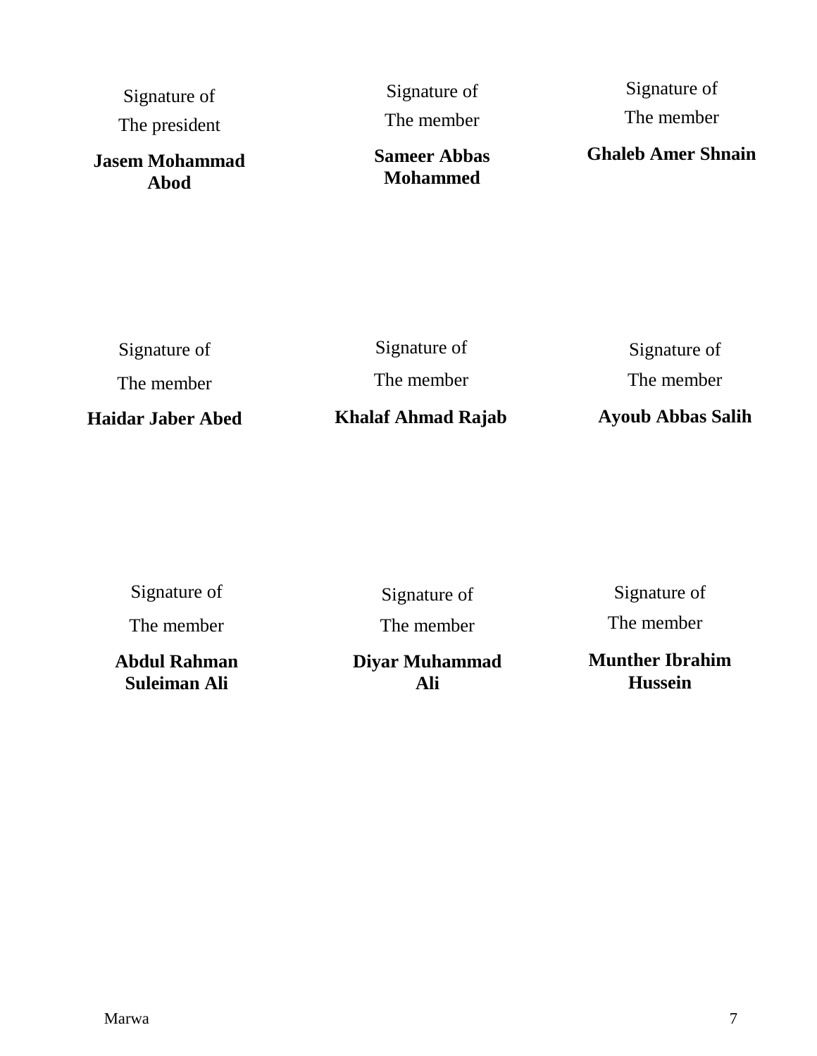| | | |
|---|---|---|
| Signature of<br>The president<br>**Jasem Mohammad Abod** | Signature of<br>The member<br>**Sameer Abbas Mohammed** | Signature of<br>The member<br>**Ghaleb Amer Shnain** |
| Signature of<br>The member<br>**Haidar Jaber Abed** | Signature of<br>The member<br>**Khalaf Ahmad Rajab** | Signature of<br>The member<br>**Ayoub Abbas Salih** |
| Signature of<br>The member<br>**Abdul Rahman Suleiman Ali** | Signature of<br>The member<br>**Diyar Muhammad Ali** | Signature of<br>The member<br>**Munther Ibrahim Hussein** |